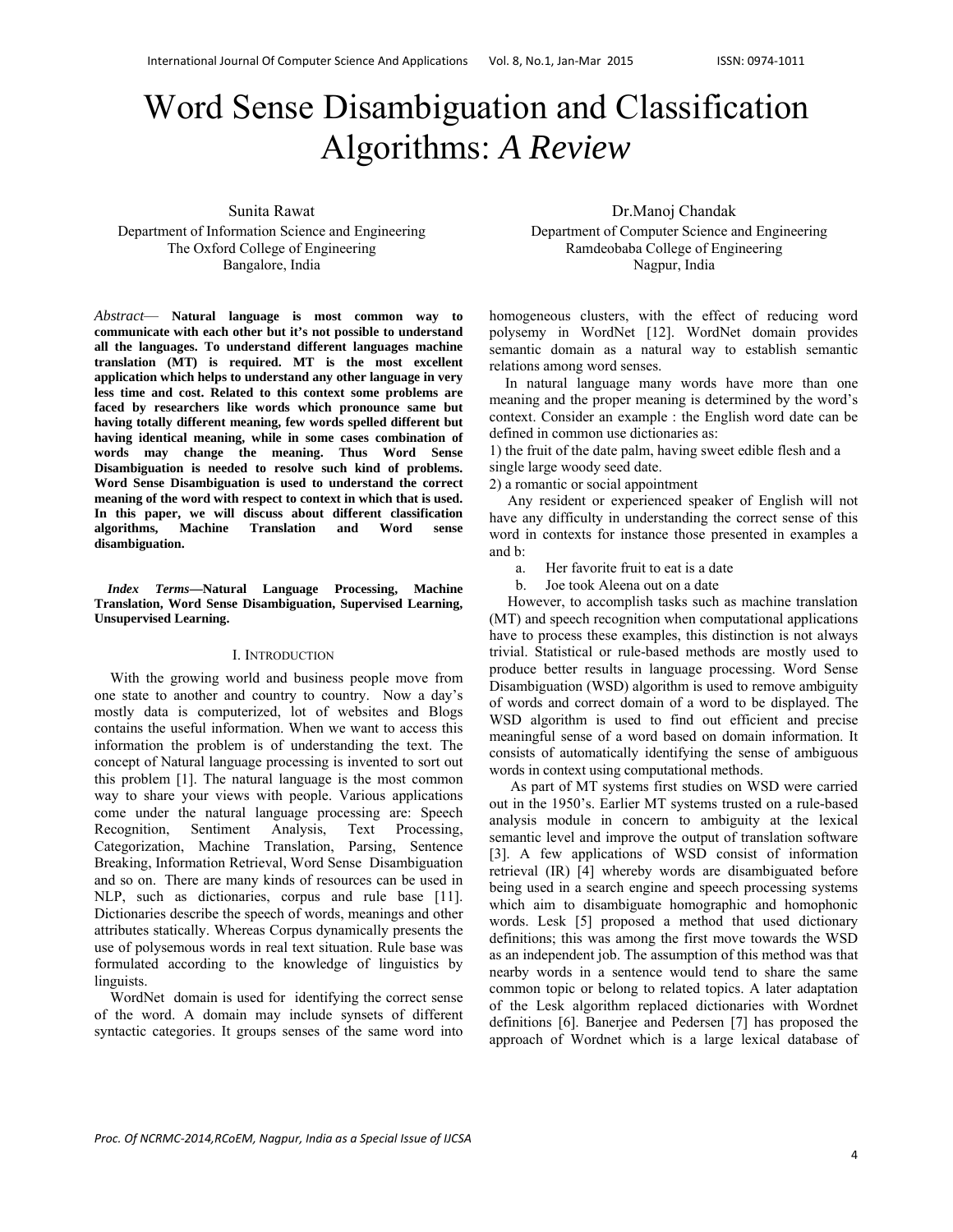# Word Sense Disambiguation and Classification Algorithms: *A Review*

Sunita Rawat
Department of Information Science and Engineering
The Oxford College of Engineering
Bangalore, India

Dr.Manoj Chandak
Department of Computer Science and Engineering
Ramdeobaba College of Engineering
Nagpur, India

*Abstract*— **Natural language is most common way to communicate with each other but it's not possible to understand all the languages. To understand different languages machine translation (MT) is required. MT is the most excellent application which helps to understand any other language in very less time and cost. Related to this context some problems are faced by researchers like words which pronounce same but having totally different meaning, few words spelled different but having identical meaning, while in some cases combination of words may change the meaning. Thus Word Sense Disambiguation is needed to resolve such kind of problems. Word Sense Disambiguation is used to understand the correct meaning of the word with respect to context in which that is used. In this paper, we will discuss about different classification algorithms, Machine Translation and Word sense disambiguation.**

***Index Terms*—Natural Language Processing, Machine Translation, Word Sense Disambiguation, Supervised Learning, Unsupervised Learning.**

## I. Introduction

With the growing world and business people move from one state to another and country to country. Now a day's mostly data is computerized, lot of websites and Blogs contains the useful information. When we want to access this information the problem is of understanding the text. The concept of Natural language processing is invented to sort out this problem [1]. The natural language is the most common way to share your views with people. Various applications come under the natural language processing are: Speech Recognition, Sentiment Analysis, Text Processing, Categorization, Machine Translation, Parsing, Sentence Breaking, Information Retrieval, Word Sense Disambiguation and so on. There are many kinds of resources can be used in NLP, such as dictionaries, corpus and rule base [11]. Dictionaries describe the speech of words, meanings and other attributes statically. Whereas Corpus dynamically presents the use of polysemous words in real text situation. Rule base was formulated according to the knowledge of linguistics by linguists.

WordNet domain is used for identifying the correct sense of the word. A domain may include synsets of different syntactic categories. It groups senses of the same word into homogeneous clusters, with the effect of reducing word polysemy in WordNet [12]. WordNet domain provides semantic domain as a natural way to establish semantic relations among word senses.

In natural language many words have more than one meaning and the proper meaning is determined by the word's context. Consider an example : the English word date can be defined in common use dictionaries as:

1) the fruit of the date palm, having sweet edible flesh and a single large woody seed date.

2) a romantic or social appointment

Any resident or experienced speaker of English will not have any difficulty in understanding the correct sense of this word in contexts for instance those presented in examples a and b:

a. Her favorite fruit to eat is a date
b. Joe took Aleena out on a date

However, to accomplish tasks such as machine translation (MT) and speech recognition when computational applications have to process these examples, this distinction is not always trivial. Statistical or rule-based methods are mostly used to produce better results in language processing. Word Sense Disambiguation (WSD) algorithm is used to remove ambiguity of words and correct domain of a word to be displayed. The WSD algorithm is used to find out efficient and precise meaningful sense of a word based on domain information. It consists of automatically identifying the sense of ambiguous words in context using computational methods.

As part of MT systems first studies on WSD were carried out in the 1950's. Earlier MT systems trusted on a rule-based analysis module in concern to ambiguity at the lexical semantic level and improve the output of translation software [3]. A few applications of WSD consist of information retrieval (IR) [4] whereby words are disambiguated before being used in a search engine and speech processing systems which aim to disambiguate homographic and homophonic words. Lesk [5] proposed a method that used dictionary definitions; this was among the first move towards the WSD as an independent job. The assumption of this method was that nearby words in a sentence would tend to share the same common topic or belong to related topics. A later adaptation of the Lesk algorithm replaced dictionaries with Wordnet definitions [6]. Banerjee and Pedersen [7] has proposed the approach of Wordnet which is a large lexical database of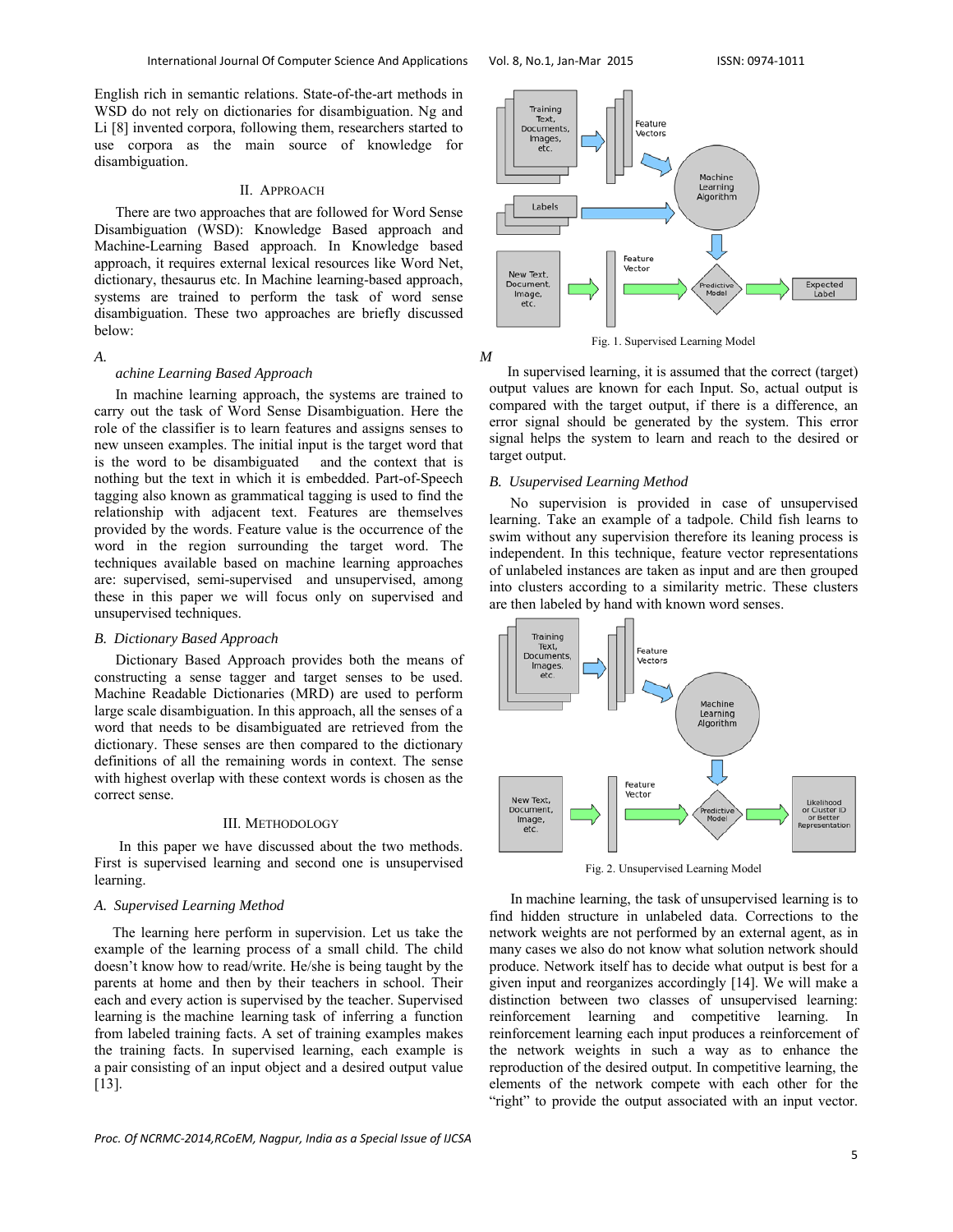English rich in semantic relations. State-of-the-art methods in WSD do not rely on dictionaries for disambiguation. Ng and Li [8] invented corpora, following them, researchers started to use corpora as the main source of knowledge for disambiguation.

## II. Approach

There are two approaches that are followed for Word Sense Disambiguation (WSD): Knowledge Based approach and Machine-Learning Based approach. In Knowledge based approach, it requires external lexical resources like Word Net, dictionary, thesaurus etc. In Machine learning-based approach, systems are trained to perform the task of word sense disambiguation. These two approaches are briefly discussed below:

### A. Machine Learning Based Approach

In machine learning approach, the systems are trained to carry out the task of Word Sense Disambiguation. Here the role of the classifier is to learn features and assigns senses to new unseen examples. The initial input is the target word that is the word to be disambiguated and the context that is nothing but the text in which it is embedded. Part-of-Speech tagging also known as grammatical tagging is used to find the relationship with adjacent text. Features are themselves provided by the words. Feature value is the occurrence of the word in the region surrounding the target word. The techniques available based on machine learning approaches are: supervised, semi-supervised and unsupervised, among these in this paper we will focus only on supervised and unsupervised techniques.

### B. Dictionary Based Approach

Dictionary Based Approach provides both the means of constructing a sense tagger and target senses to be used. Machine Readable Dictionaries (MRD) are used to perform large scale disambiguation. In this approach, all the senses of a word that needs to be disambiguated are retrieved from the dictionary. These senses are then compared to the dictionary definitions of all the remaining words in context. The sense with highest overlap with these context words is chosen as the correct sense.

## III. Methodology

In this paper we have discussed about the two methods. First is supervised learning and second one is unsupervised learning.

### A. Supervised Learning Method

The learning here perform in supervision. Let us take the example of the learning process of a small child. The child doesn't know how to read/write. He/she is being taught by the parents at home and then by their teachers in school. Their each and every action is supervised by the teacher. Supervised learning is the machine learning task of inferring a function from labeled training facts. A set of training examples makes the training facts. In supervised learning, each example is a pair consisting of an input object and a desired output value [13].

Fig. 1. Supervised Learning Model

In supervised learning, it is assumed that the correct (target) output values are known for each Input. So, actual output is compared with the target output, if there is a difference, an error signal should be generated by the system. This error signal helps the system to learn and reach to the desired or target output.

### B. Usupervised Learning Method

No supervision is provided in case of unsupervised learning. Take an example of a tadpole. Child fish learns to swim without any supervision therefore its leaning process is independent. In this technique, feature vector representations of unlabeled instances are taken as input and are then grouped into clusters according to a similarity metric. These clusters are then labeled by hand with known word senses.

Fig. 2. Unsupervised Learning Model

In machine learning, the task of unsupervised learning is to find hidden structure in unlabeled data. Corrections to the network weights are not performed by an external agent, as in many cases we also do not know what solution network should produce. Network itself has to decide what output is best for a given input and reorganizes accordingly [14]. We will make a distinction between two classes of unsupervised learning: reinforcement learning and competitive learning. In reinforcement learning each input produces a reinforcement of the network weights in such a way as to enhance the reproduction of the desired output. In competitive learning, the elements of the network compete with each other for the "right" to provide the output associated with an input vector.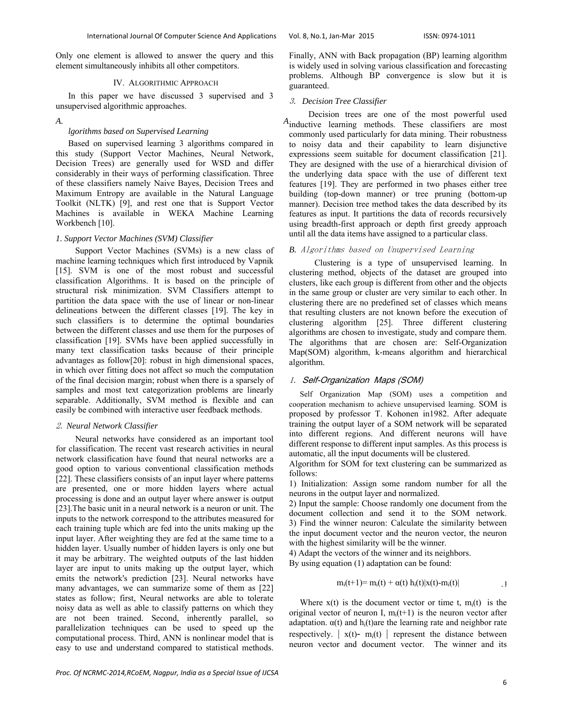Only one element is allowed to answer the query and this element simultaneously inhibits all other competitors.

## IV. Algorithmic Approach

In this paper we have discussed 3 supervised and 3 unsupervised algorithmic approaches.

### A. Algorithms based on Supervised Learning

Based on supervised learning 3 algorithms compared in this study (Support Vector Machines, Neural Network, Decision Trees) are generally used for WSD and differ considerably in their ways of performing classification. Three of these classifiers namely Naive Bayes, Decision Trees and Maximum Entropy are available in the Natural Language Toolkit (NLTK) [9], and rest one that is Support Vector Machines is available in WEKA Machine Learning Workbench [10].

#### *1. Support Vector Machines (SVM) Classifier*

Support Vector Machines (SVMs) is a new class of machine learning techniques which first introduced by Vapnik [15]. SVM is one of the most robust and successful classification Algorithms. It is based on the principle of structural risk minimization. SVM Classifiers attempt to partition the data space with the use of linear or non-linear delineations between the different classes [19]. The key in such classifiers is to determine the optimal boundaries between the different classes and use them for the purposes of classification [19]. SVMs have been applied successfully in many text classification tasks because of their principle advantages as follow[20]: robust in high dimensional spaces, in which over fitting does not affect so much the computation of the final decision margin; robust when there is a sparsely of samples and most text categorization problems are linearly separable. Additionally, SVM method is flexible and can easily be combined with interactive user feedback methods.

#### *2. Neural Network Classifier*

Neural networks have considered as an important tool for classification. The recent vast research activities in neural network classification have found that neural networks are a good option to various conventional classification methods [22]. These classifiers consists of an input layer where patterns are presented, one or more hidden layers where actual processing is done and an output layer where answer is output [23].The basic unit in a neural network is a neuron or unit. The inputs to the network correspond to the attributes measured for each training tuple which are fed into the units making up the input layer. After weighting they are fed at the same time to a hidden layer. Usually number of hidden layers is only one but it may be arbitrary. The weighted outputs of the last hidden layer are input to units making up the output layer, which emits the network's prediction [23]. Neural networks have many advantages, we can summarize some of them as [22] states as follow; first, Neural networks are able to tolerate noisy data as well as able to classify patterns on which they are not been trained. Second, inherently parallel, so parallelization techniques can be used to speed up the computational process. Third, ANN is nonlinear model that is easy to use and understand compared to statistical methods. Finally, ANN with Back propagation (BP) learning algorithm is widely used in solving various classification and forecasting problems. Although BP convergence is slow but it is guaranteed.

#### *3. Decision Tree Classifier*

Decision trees are one of the most powerful used inductive learning methods. These classifiers are most commonly used particularly for data mining. Their robustness to noisy data and their capability to learn disjunctive expressions seem suitable for document classification [21]. They are designed with the use of a hierarchical division of the underlying data space with the use of different text features [19]. They are performed in two phases either tree building (top-down manner) or tree pruning (bottom-up manner). Decision tree method takes the data described by its features as input. It partitions the data of records recursively using breadth-first approach or depth first greedy approach until all the data items have assigned to a particular class.

### B. Algorithms based on Unupervised Learning

Clustering is a type of unsupervised learning. In clustering method, objects of the dataset are grouped into clusters, like each group is different from other and the objects in the same group or cluster are very similar to each other. In clustering there are no predefined set of classes which means that resulting clusters are not known before the execution of clustering algorithm [25]. Three different clustering algorithms are chosen to investigate, study and compare them. The algorithms that are chosen are: Self-Organization Map(SOM) algorithm, k-means algorithm and hierarchical algorithm.

#### *1. Self-Organization Maps (SOM)*

Self Organization Map (SOM) uses a competition and cooperation mechanism to achieve unsupervised learning. SOM is proposed by professor T. Kohonen in1982. After adequate training the output layer of a SOM network will be separated into different regions. And different neurons will have different response to different input samples. As this process is automatic, all the input documents will be clustered.

Algorithm for SOM for text clustering can be summarized as follows:

1) Initialization: Assign some random number for all the neurons in the output layer and normalized.

2) Input the sample: Choose randomly one document from the document collection and send it to the SOM network.

3) Find the winner neuron: Calculate the similarity between the input document vector and the neuron vector, the neuron with the highest similarity will be the winner.

4) Adapt the vectors of the winner and its neighbors.

By using equation (1) adaptation can be found:

$$m_i(t+1)= m_i(t) + \alpha(t)\, h_i(t)|x(t)-m_i(t)| \quad .1$$

Where $x(t)$ is the document vector or time t, $m_i(t)$ is the original vector of neuron I, $m_i(t+1)$ is the neuron vector after adaptation. $\alpha(t)$ and $h_i(t)$are the learning rate and neighbor rate respectively. $|x(t)- m_i(t)|$ represent the distance between neuron vector and document vector. The winner and its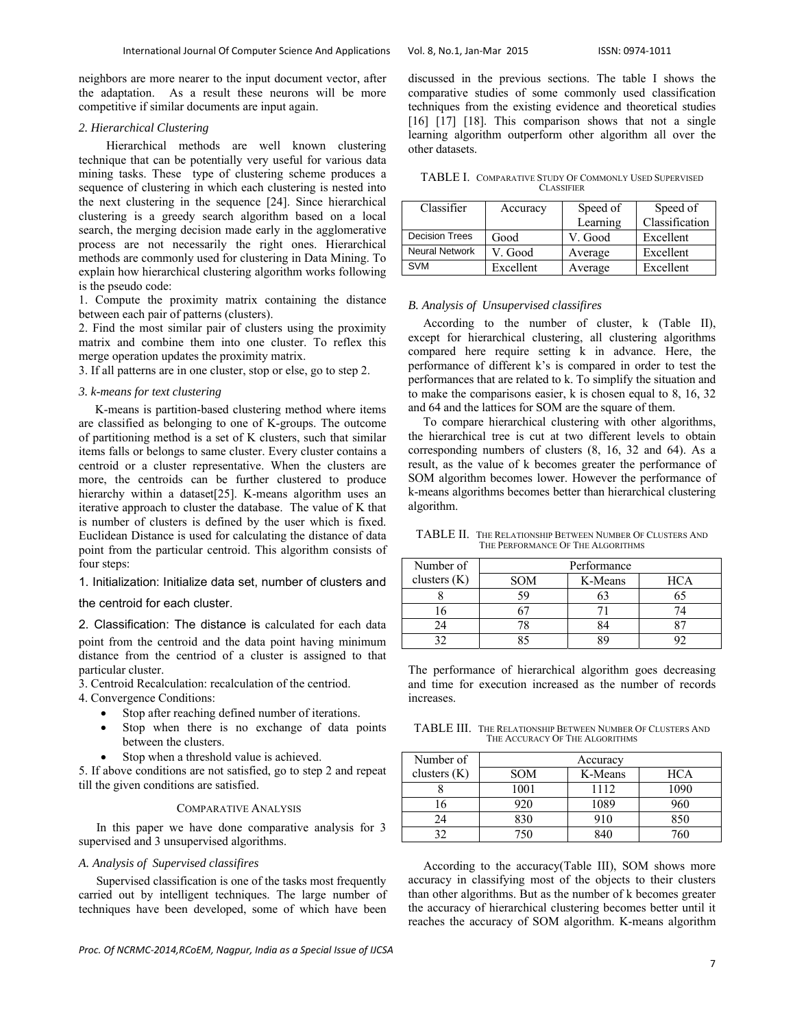neighbors are more nearer to the input document vector, after the adaptation. As a result these neurons will be more competitive if similar documents are input again.

### *2. Hierarchical Clustering*

Hierarchical methods are well known clustering technique that can be potentially very useful for various data mining tasks. These type of clustering scheme produces a sequence of clustering in which each clustering is nested into the next clustering in the sequence [24]. Since hierarchical clustering is a greedy search algorithm based on a local search, the merging decision made early in the agglomerative process are not necessarily the right ones. Hierarchical methods are commonly used for clustering in Data Mining. To explain how hierarchical clustering algorithm works following is the pseudo code:

1. Compute the proximity matrix containing the distance between each pair of patterns (clusters).
2. Find the most similar pair of clusters using the proximity matrix and combine them into one cluster. To reflex this merge operation updates the proximity matrix.
3. If all patterns are in one cluster, stop or else, go to step 2.

### *3. k-means for text clustering*

K-means is partition-based clustering method where items are classified as belonging to one of K-groups. The outcome of partitioning method is a set of K clusters, such that similar items falls or belongs to same cluster. Every cluster contains a centroid or a cluster representative. When the clusters are more, the centroids can be further clustered to produce hierarchy within a dataset[25]. K-means algorithm uses an iterative approach to cluster the database. The value of K that is number of clusters is defined by the user which is fixed. Euclidean Distance is used for calculating the distance of data point from the particular centroid. This algorithm consists of four steps:

1. Initialization: Initialize data set, number of clusters and the centroid for each cluster.
2. Classification: The distance is calculated for each data point from the centroid and the data point having minimum distance from the centriod of a cluster is assigned to that particular cluster.
3. Centroid Recalculation: recalculation of the centriod.
4. Convergence Conditions:
    - Stop after reaching defined number of iterations.
    - Stop when there is no exchange of data points between the clusters.
    - Stop when a threshold value is achieved.
5. If above conditions are not satisfied, go to step 2 and repeat till the given conditions are satisfied.

## COMPARATIVE ANALYSIS

In this paper we have done comparative analysis for 3 supervised and 3 unsupervised algorithms.

### *A. Analysis of Supervised classifires*

Supervised classification is one of the tasks most frequently carried out by intelligent techniques. The large number of techniques have been developed, some of which have been discussed in the previous sections. The table I shows the comparative studies of some commonly used classification techniques from the existing evidence and theoretical studies [16] [17] [18]. This comparison shows that not a single learning algorithm outperform other algorithm all over the other datasets.

TABLE I. COMPARATIVE STUDY OF COMMONLY USED SUPERVISED CLASSIFIER

| Classifier | Accuracy | Speed of Learning | Speed of Classification |
|---|---|---|---|
| Decision Trees | Good | V. Good | Excellent |
| Neural Network | V. Good | Average | Excellent |
| SVM | Excellent | Average | Excellent |

### *B. Analysis of Unsupervised classifires*

According to the number of cluster, k (Table II), except for hierarchical clustering, all clustering algorithms compared here require setting k in advance. Here, the performance of different k's is compared in order to test the performances that are related to k. To simplify the situation and to make the comparisons easier, k is chosen equal to 8, 16, 32 and 64 and the lattices for SOM are the square of them.

To compare hierarchical clustering with other algorithms, the hierarchical tree is cut at two different levels to obtain corresponding numbers of clusters (8, 16, 32 and 64). As a result, as the value of k becomes greater the performance of SOM algorithm becomes lower. However the performance of k-means algorithms becomes better than hierarchical clustering algorithm.

TABLE II. THE RELATIONSHIP BETWEEN NUMBER OF CLUSTERS AND THE PERFORMANCE OF THE ALGORITHMS

| Number of clusters (K) | Performance | | |
|---|---|---|---|
| | SOM | K-Means | HCA |
| 8 | 59 | 63 | 65 |
| 16 | 67 | 71 | 74 |
| 24 | 78 | 84 | 87 |
| 32 | 85 | 89 | 92 |

The performance of hierarchical algorithm goes decreasing and time for execution increased as the number of records increases.

TABLE III. THE RELATIONSHIP BETWEEN NUMBER OF CLUSTERS AND THE ACCURACY OF THE ALGORITHMS

| Number of clusters (K) | Accuracy | | |
|---|---|---|---|
| | SOM | K-Means | HCA |
| 8 | 1001 | 1112 | 1090 |
| 16 | 920 | 1089 | 960 |
| 24 | 830 | 910 | 850 |
| 32 | 750 | 840 | 760 |

According to the accuracy(Table III), SOM shows more accuracy in classifying most of the objects to their clusters than other algorithms. But as the number of k becomes greater the accuracy of hierarchical clustering becomes better until it reaches the accuracy of SOM algorithm. K-means algorithm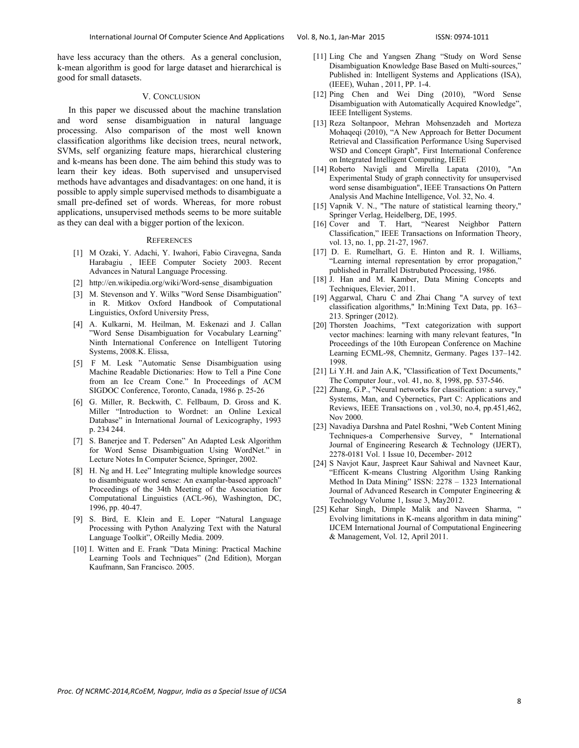have less accuracy than the others. As a general conclusion, k-mean algorithm is good for large dataset and hierarchical is good for small datasets.

## V. Conclusion

In this paper we discussed about the machine translation and word sense disambiguation in natural language processing. Also comparison of the most well known classification algorithms like decision trees, neural network, SVMs, self organizing feature maps, hierarchical clustering and k-means has been done. The aim behind this study was to learn their key ideas. Both supervised and unsupervised methods have advantages and disadvantages: on one hand, it is possible to apply simple supervised methods to disambiguate a small pre-defined set of words. Whereas, for more robust applications, unsupervised methods seems to be more suitable as they can deal with a bigger portion of the lexicon.

## References

[1] M Ozaki, Y. Adachi, Y. Iwahori, Fabio Ciravegna, Sanda Harabagiu , IEEE Computer Society 2003. Recent Advances in Natural Language Processing.

[2] http://en.wikipedia.org/wiki/Word-sense_disambiguation

[3] M. Stevenson and Y. Wilks "Word Sense Disambiguation" in R. Mitkov Oxford Handbook of Computational Linguistics, Oxford University Press,

[4] A. Kulkarni, M. Heilman, M. Eskenazi and J. Callan "Word Sense Disambiguation for Vocabulary Learning" Ninth International Conference on Intelligent Tutoring Systems, 2008.K. Elissa,

[5] F M. Lesk "Automatic Sense Disambiguation using Machine Readable Dictionaries: How to Tell a Pine Cone from an Ice Cream Cone." In Proceedings of ACM SIGDOC Conference, Toronto, Canada, 1986 p. 25-26

[6] G. Miller, R. Beckwith, C. Fellbaum, D. Gross and K. Miller "Introduction to Wordnet: an Online Lexical Database" in International Journal of Lexicography, 1993 p. 234 244.

[7] S. Banerjee and T. Pedersen" An Adapted Lesk Algorithm for Word Sense Disambiguation Using WordNet." in Lecture Notes In Computer Science, Springer, 2002.

[8] H. Ng and H. Lee" Integrating multiple knowledge sources to disambiguate word sense: An examplar-based approach" Proceedings of the 34th Meeting of the Association for Computational Linguistics (ACL-96), Washington, DC, 1996, pp. 40-47.

[9] S. Bird, E. Klein and E. Loper "Natural Language Processing with Python Analyzing Text with the Natural Language Toolkit", OReilly Media. 2009.

[10] I. Witten and E. Frank "Data Mining: Practical Machine Learning Tools and Techniques" (2nd Edition), Morgan Kaufmann, San Francisco. 2005.

[11] Ling Che and Yangsen Zhang "Study on Word Sense Disambiguation Knowledge Base Based on Multi-sources," Published in: Intelligent Systems and Applications (ISA), (IEEE), Wuhan , 2011, PP. 1-4.

[12] Ping Chen and Wei Ding (2010), "Word Sense Disambiguation with Automatically Acquired Knowledge", IEEE Intelligent Systems.

[13] Reza Soltanpoor, Mehran Mohsenzadeh and Morteza Mohaqeqi (2010), "A New Approach for Better Document Retrieval and Classification Performance Using Supervised WSD and Concept Graph", First International Conference on Integrated Intelligent Computing, IEEE

[14] Roberto Navigli and Mirella Lapata (2010), "An Experimental Study of graph connectivity for unsupervised word sense disambiguation", IEEE Transactions On Pattern Analysis And Machine Intelligence, Vol. 32, No. 4.

[15] Vapnik V. N., "The nature of statistical learning theory," Springer Verlag, Heidelberg, DE, 1995.

[16] Cover and T. Hart, "Nearest Neighbor Pattern Classification," IEEE Transactions on Information Theory, vol. 13, no. 1, pp. 21-27, 1967.

[17] D. E. Rumelhart, G. E. Hinton and R. I. Williams, "Learning internal representation by error propagation," published in Parrallel Distrubuted Processing, 1986.

[18] J. Han and M. Kamber, Data Mining Concepts and Techniques, Elevier, 2011.

[19] Aggarwal, Charu C and Zhai Chang "A survey of text classification algorithms," In:Mining Text Data, pp. 163–213. Springer (2012).

[20] Thorsten Joachims, "Text categorization with support vector machines: learning with many relevant features, "In Proceedings of the 10th European Conference on Machine Learning ECML-98, Chemnitz, Germany. Pages 137–142. 1998.

[21] Li Y.H. and Jain A.K, "Classification of Text Documents," The Computer Jour., vol. 41, no. 8, 1998, pp. 537-546.

[22] Zhang, G.P., "Neural networks for classification: a survey," Systems, Man, and Cybernetics, Part C: Applications and Reviews, IEEE Transactions on , vol.30, no.4, pp.451,462, Nov 2000.

[23] Navadiya Darshna and Patel Roshni, "Web Content Mining Techniques-a Comperhensive Survey, " International Journal of Engineering Research & Technology (IJERT), 2278-0181 Vol. 1 Issue 10, December- 2012

[24] S Navjot Kaur, Jaspreet Kaur Sahiwal and Navneet Kaur, "Efficent K-means Clustring Algorithm Using Ranking Method In Data Mining" ISSN: 2278 – 1323 International Journal of Advanced Research in Computer Engineering & Technology Volume 1, Issue 3, May2012.

[25] Kehar Singh, Dimple Malik and Naveen Sharma, " Evolving limitations in K-means algorithm in data mining" IJCEM International Journal of Computational Engineering & Management, Vol. 12, April 2011.